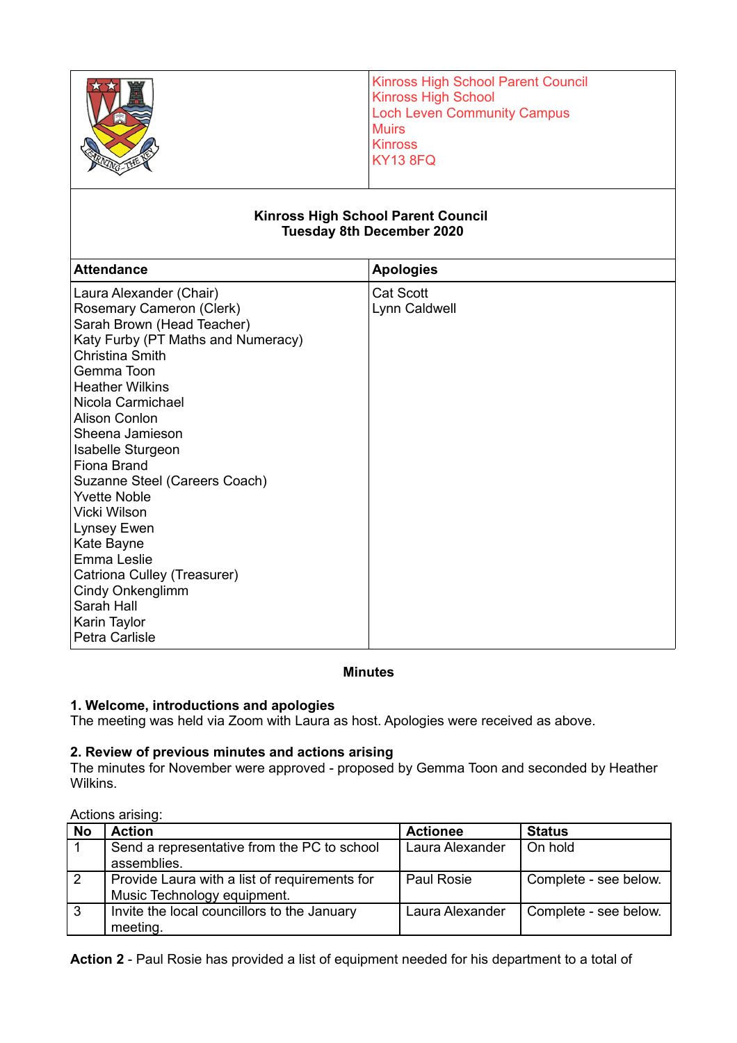Kinross High School Parent Council
Kinross High School
Loch Leven Community Campus
Muirs
Kinross
KY13 8FQ

**Kinross High School Parent Council**
**Tuesday 8th December 2020**

| Attendance | Apologies |
|---|---|
| Laura Alexander (Chair)<br>Rosemary Cameron (Clerk)<br>Sarah Brown (Head Teacher)<br>Katy Furby (PT Maths and Numeracy)<br>Christina Smith<br>Gemma Toon<br>Heather Wilkins<br>Nicola Carmichael<br>Alison Conlon<br>Sheena Jamieson<br>Isabelle Sturgeon<br>Fiona Brand<br>Suzanne Steel (Careers Coach)<br>Yvette Noble<br>Vicki Wilson<br>Lynsey Ewen<br>Kate Bayne<br>Emma Leslie<br>Catriona Culley (Treasurer)<br>Cindy Onkenglimm<br>Sarah Hall<br>Karin Taylor<br>Petra Carlisle | Cat Scott<br>Lynn Caldwell |

## Minutes

### 1. Welcome, introductions and apologies

The meeting was held via Zoom with Laura as host. Apologies were received as above.

### 2. Review of previous minutes and actions arising

The minutes for November were approved - proposed by Gemma Toon and seconded by Heather Wilkins.

Actions arising:

| No | Action | Actionee | Status |
|---|---|---|---|
| 1 | Send a representative from the PC to school assemblies. | Laura Alexander | On hold |
| 2 | Provide Laura with a list of requirements for Music Technology equipment. | Paul Rosie | Complete - see below. |
| 3 | Invite the local councillors to the January meeting. | Laura Alexander | Complete - see below. |

**Action 2** - Paul Rosie has provided a list of equipment needed for his department to a total of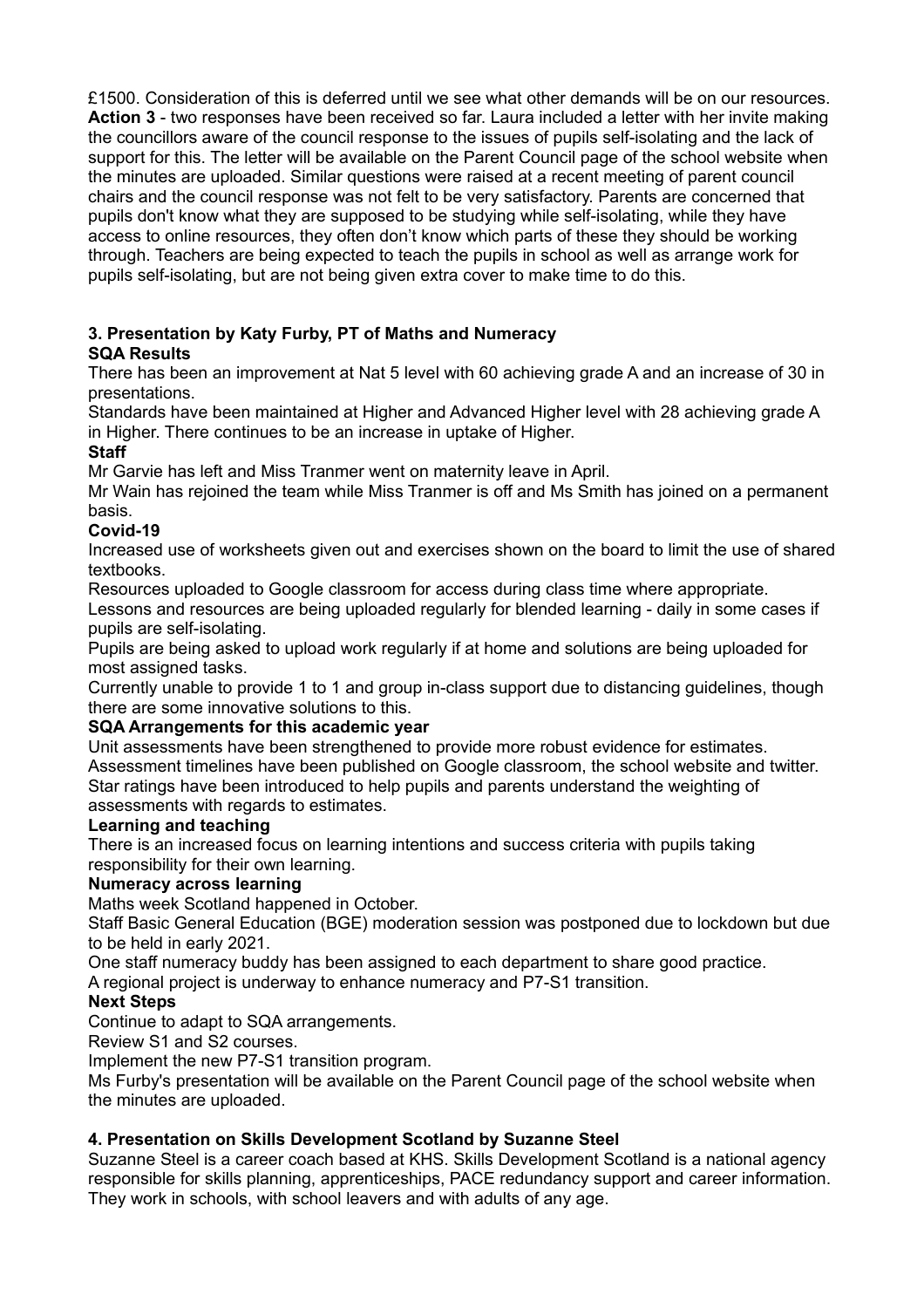£1500. Consideration of this is deferred until we see what other demands will be on our resources.
**Action 3** - two responses have been received so far. Laura included a letter with her invite making the councillors aware of the council response to the issues of pupils self-isolating and the lack of support for this. The letter will be available on the Parent Council page of the school website when the minutes are uploaded. Similar questions were raised at a recent meeting of parent council chairs and the council response was not felt to be very satisfactory. Parents are concerned that pupils don't know what they are supposed to be studying while self-isolating, while they have access to online resources, they often don't know which parts of these they should be working through. Teachers are being expected to teach the pupils in school as well as arrange work for pupils self-isolating, but are not being given extra cover to make time to do this.

### 3. Presentation by Katy Furby, PT of Maths and Numeracy

**SQA Results**

There has been an improvement at Nat 5 level with 60 achieving grade A and an increase of 30 in presentations.
Standards have been maintained at Higher and Advanced Higher level with 28 achieving grade A in Higher. There continues to be an increase in uptake of Higher.

**Staff**

Mr Garvie has left and Miss Tranmer went on maternity leave in April.
Mr Wain has rejoined the team while Miss Tranmer is off and Ms Smith has joined on a permanent basis.

**Covid-19**

Increased use of worksheets given out and exercises shown on the board to limit the use of shared textbooks.
Resources uploaded to Google classroom for access during class time where appropriate.
Lessons and resources are being uploaded regularly for blended learning - daily in some cases if pupils are self-isolating.
Pupils are being asked to upload work regularly if at home and solutions are being uploaded for most assigned tasks.
Currently unable to provide 1 to 1 and group in-class support due to distancing guidelines, though there are some innovative solutions to this.

**SQA Arrangements for this academic year**

Unit assessments have been strengthened to provide more robust evidence for estimates.
Assessment timelines have been published on Google classroom, the school website and twitter.
Star ratings have been introduced to help pupils and parents understand the weighting of assessments with regards to estimates.

**Learning and teaching**

There is an increased focus on learning intentions and success criteria with pupils taking responsibility for their own learning.

**Numeracy across learning**

Maths week Scotland happened in October.
Staff Basic General Education (BGE) moderation session was postponed due to lockdown but due to be held in early 2021.
One staff numeracy buddy has been assigned to each department to share good practice.
A regional project is underway to enhance numeracy and P7-S1 transition.

**Next Steps**

Continue to adapt to SQA arrangements.
Review S1 and S2 courses.
Implement the new P7-S1 transition program.
Ms Furby's presentation will be available on the Parent Council page of the school website when the minutes are uploaded.

### 4. Presentation on Skills Development Scotland by Suzanne Steel

Suzanne Steel is a career coach based at KHS. Skills Development Scotland is a national agency responsible for skills planning, apprenticeships, PACE redundancy support and career information. They work in schools, with school leavers and with adults of any age.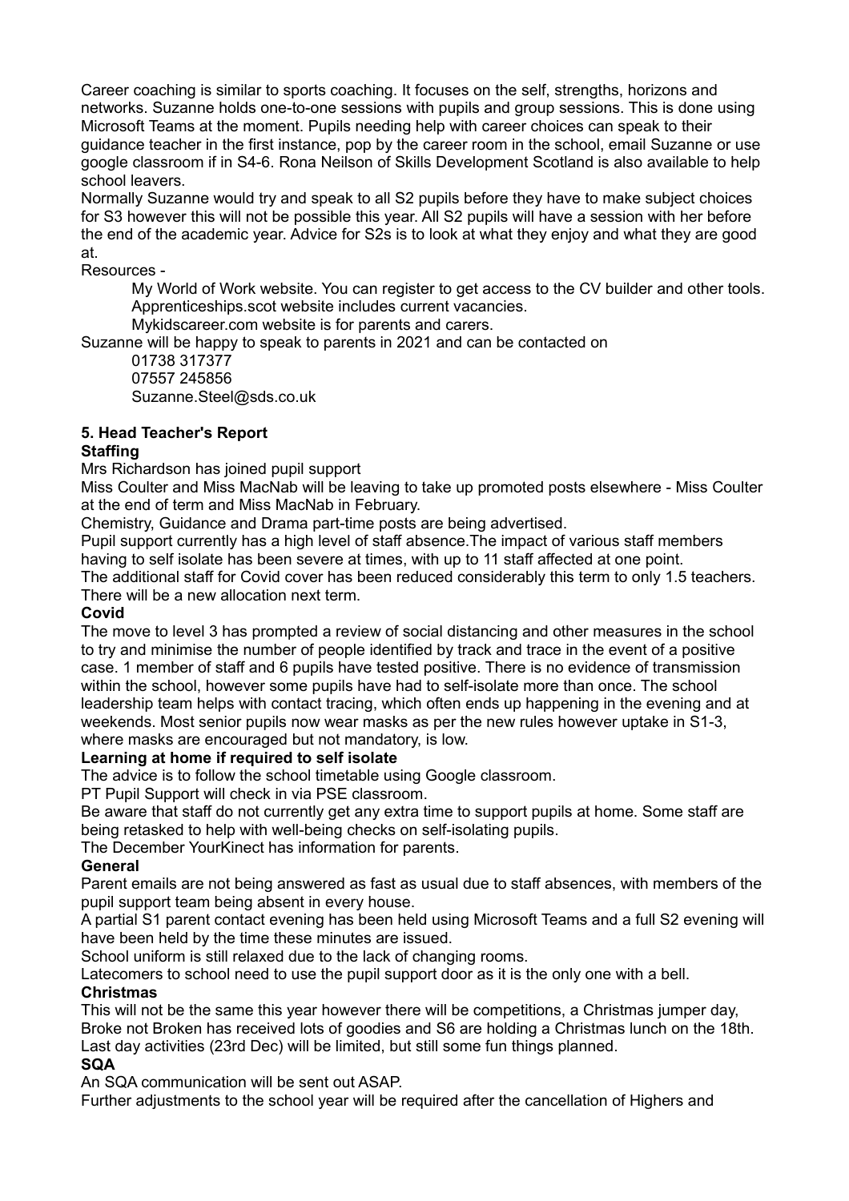Career coaching is similar to sports coaching. It focuses on the self, strengths, horizons and networks. Suzanne holds one-to-one sessions with pupils and group sessions. This is done using Microsoft Teams at the moment. Pupils needing help with career choices can speak to their guidance teacher in the first instance, pop by the career room in the school, email Suzanne or use google classroom if in S4-6. Rona Neilson of Skills Development Scotland is also available to help school leavers.

Normally Suzanne would try and speak to all S2 pupils before they have to make subject choices for S3 however this will not be possible this year. All S2 pupils will have a session with her before the end of the academic year. Advice for S2s is to look at what they enjoy and what they are good at.

Resources -

> My World of Work website. You can register to get access to the CV builder and other tools.
> Apprenticeships.scot website includes current vacancies.
> Mykidscareer.com website is for parents and carers.

Suzanne will be happy to speak to parents in 2021 and can be contacted on

> 01738 317377
> 07557 245856
> Suzanne.Steel@sds.co.uk

**5. Head Teacher's Report**

**Staffing**

Mrs Richardson has joined pupil support

Miss Coulter and Miss MacNab will be leaving to take up promoted posts elsewhere - Miss Coulter at the end of term and Miss MacNab in February.

Chemistry, Guidance and Drama part-time posts are being advertised.

Pupil support currently has a high level of staff absence.The impact of various staff members having to self isolate has been severe at times, with up to 11 staff affected at one point.

The additional staff for Covid cover has been reduced considerably this term to only 1.5 teachers. There will be a new allocation next term.

**Covid**

The move to level 3 has prompted a review of social distancing and other measures in the school to try and minimise the number of people identified by track and trace in the event of a positive case. 1 member of staff and 6 pupils have tested positive. There is no evidence of transmission within the school, however some pupils have had to self-isolate more than once. The school leadership team helps with contact tracing, which often ends up happening in the evening and at weekends. Most senior pupils now wear masks as per the new rules however uptake in S1-3, where masks are encouraged but not mandatory, is low.

**Learning at home if required to self isolate**

The advice is to follow the school timetable using Google classroom.

PT Pupil Support will check in via PSE classroom.

Be aware that staff do not currently get any extra time to support pupils at home. Some staff are being retasked to help with well-being checks on self-isolating pupils.

The December YourKinect has information for parents.

**General**

Parent emails are not being answered as fast as usual due to staff absences, with members of the pupil support team being absent in every house.

A partial S1 parent contact evening has been held using Microsoft Teams and a full S2 evening will have been held by the time these minutes are issued.

School uniform is still relaxed due to the lack of changing rooms.

Latecomers to school need to use the pupil support door as it is the only one with a bell.

**Christmas**

This will not be the same this year however there will be competitions, a Christmas jumper day, Broke not Broken has received lots of goodies and S6 are holding a Christmas lunch on the 18th. Last day activities (23rd Dec) will be limited, but still some fun things planned.

**SQA**

An SQA communication will be sent out ASAP.

Further adjustments to the school year will be required after the cancellation of Highers and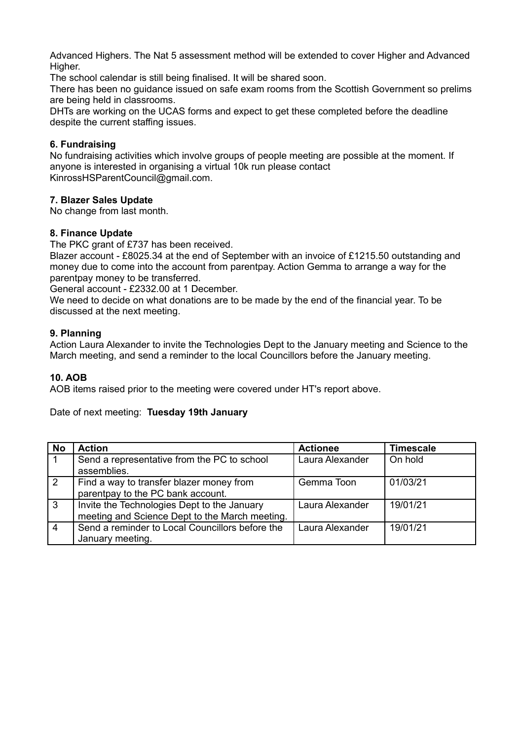Advanced Highers. The Nat 5 assessment method will be extended to cover Higher and Advanced Higher.
The school calendar is still being finalised. It will be shared soon.
There has been no guidance issued on safe exam rooms from the Scottish Government so prelims are being held in classrooms.
DHTs are working on the UCAS forms and expect to get these completed before the deadline despite the current staffing issues.

**6. Fundraising**

No fundraising activities which involve groups of people meeting are possible at the moment. If anyone is interested in organising a virtual 10k run please contact KinrossHSParentCouncil@gmail.com.

**7. Blazer Sales Update**

No change from last month.

**8. Finance Update**

The PKC grant of £737 has been received.
Blazer account - £8025.34 at the end of September with an invoice of £1215.50 outstanding and money due to come into the account from parentpay. Action Gemma to arrange a way for the parentpay money to be transferred.
General account - £2332.00 at 1 December.
We need to decide on what donations are to be made by the end of the financial year. To be discussed at the next meeting.

**9. Planning**

Action Laura Alexander to invite the Technologies Dept to the January meeting and Science to the March meeting, and send a reminder to the local Councillors before the January meeting.

**10. AOB**

AOB items raised prior to the meeting were covered under HT's report above.

Date of next meeting: **Tuesday 19th January**

| No | Action | Actionee | Timescale |
|---|---|---|---|
| 1 | Send a representative from the PC to school assemblies. | Laura Alexander | On hold |
| 2 | Find a way to transfer blazer money from parentpay to the PC bank account. | Gemma Toon | 01/03/21 |
| 3 | Invite the Technologies Dept to the January meeting and Science Dept to the March meeting. | Laura Alexander | 19/01/21 |
| 4 | Send a reminder to Local Councillors before the January meeting. | Laura Alexander | 19/01/21 |